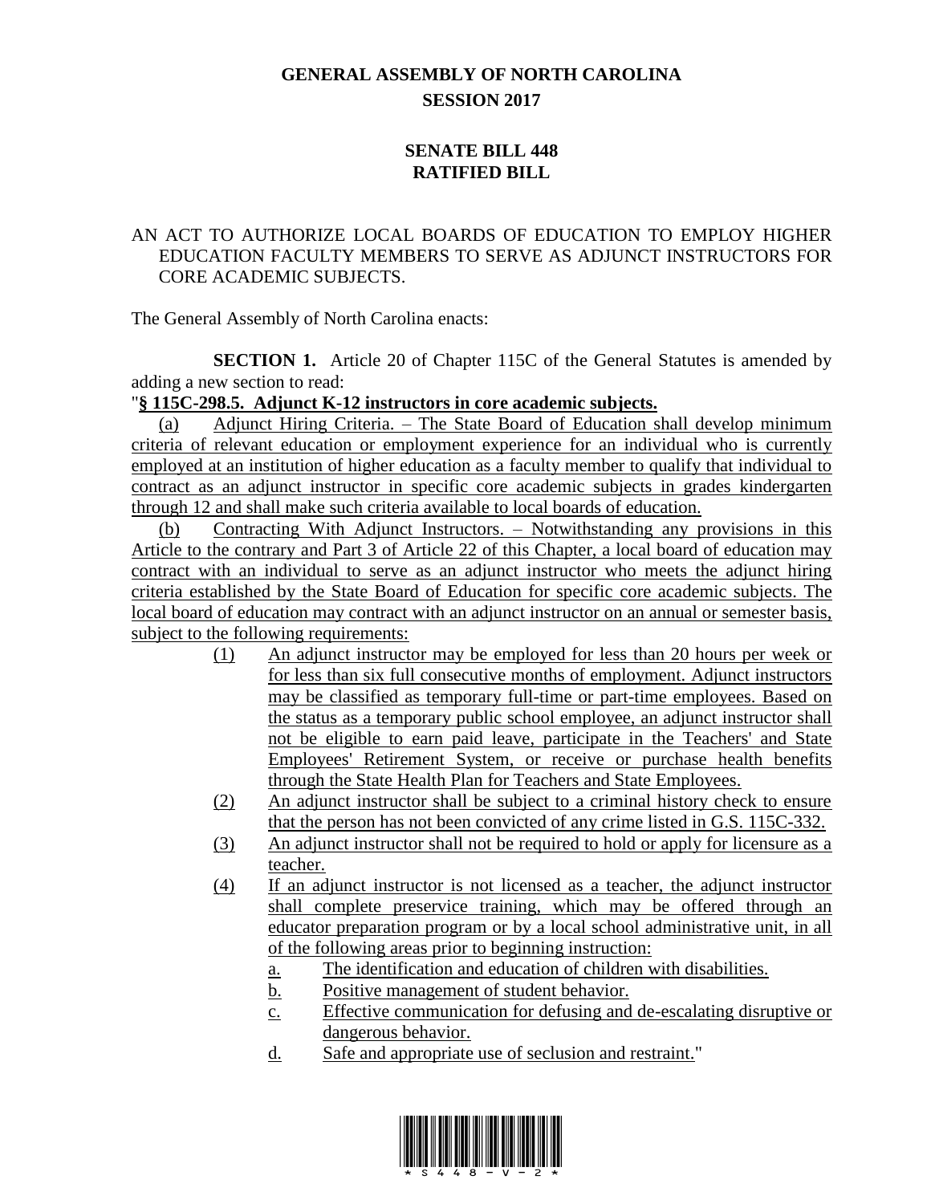# GENERAL ASSEMBLY OF NORTH CAROLINA
## SESSION 2017

## SENATE BILL 448
## RATIFIED BILL

AN ACT TO AUTHORIZE LOCAL BOARDS OF EDUCATION TO EMPLOY HIGHER EDUCATION FACULTY MEMBERS TO SERVE AS ADJUNCT INSTRUCTORS FOR CORE ACADEMIC SUBJECTS.

The General Assembly of North Carolina enacts:

**SECTION 1.** Article 20 of Chapter 115C of the General Statutes is amended by adding a new section to read:

"**§ 115C-298.5. Adjunct K-12 instructors in core academic subjects.**

(a) Adjunct Hiring Criteria. – The State Board of Education shall develop minimum criteria of relevant education or employment experience for an individual who is currently employed at an institution of higher education as a faculty member to qualify that individual to contract as an adjunct instructor in specific core academic subjects in grades kindergarten through 12 and shall make such criteria available to local boards of education.

(b) Contracting With Adjunct Instructors. – Notwithstanding any provisions in this Article to the contrary and Part 3 of Article 22 of this Chapter, a local board of education may contract with an individual to serve as an adjunct instructor who meets the adjunct hiring criteria established by the State Board of Education for specific core academic subjects. The local board of education may contract with an adjunct instructor on an annual or semester basis, subject to the following requirements:

(1) An adjunct instructor may be employed for less than 20 hours per week or for less than six full consecutive months of employment. Adjunct instructors may be classified as temporary full-time or part-time employees. Based on the status as a temporary public school employee, an adjunct instructor shall not be eligible to earn paid leave, participate in the Teachers' and State Employees' Retirement System, or receive or purchase health benefits through the State Health Plan for Teachers and State Employees.

(2) An adjunct instructor shall be subject to a criminal history check to ensure that the person has not been convicted of any crime listed in G.S. 115C-332.

(3) An adjunct instructor shall not be required to hold or apply for licensure as a teacher.

(4) If an adjunct instructor is not licensed as a teacher, the adjunct instructor shall complete preservice training, which may be offered through an educator preparation program or by a local school administrative unit, in all of the following areas prior to beginning instruction:

a. The identification and education of children with disabilities.

b. Positive management of student behavior.

c. Effective communication for defusing and de-escalating disruptive or dangerous behavior.

d. Safe and appropriate use of seclusion and restraint."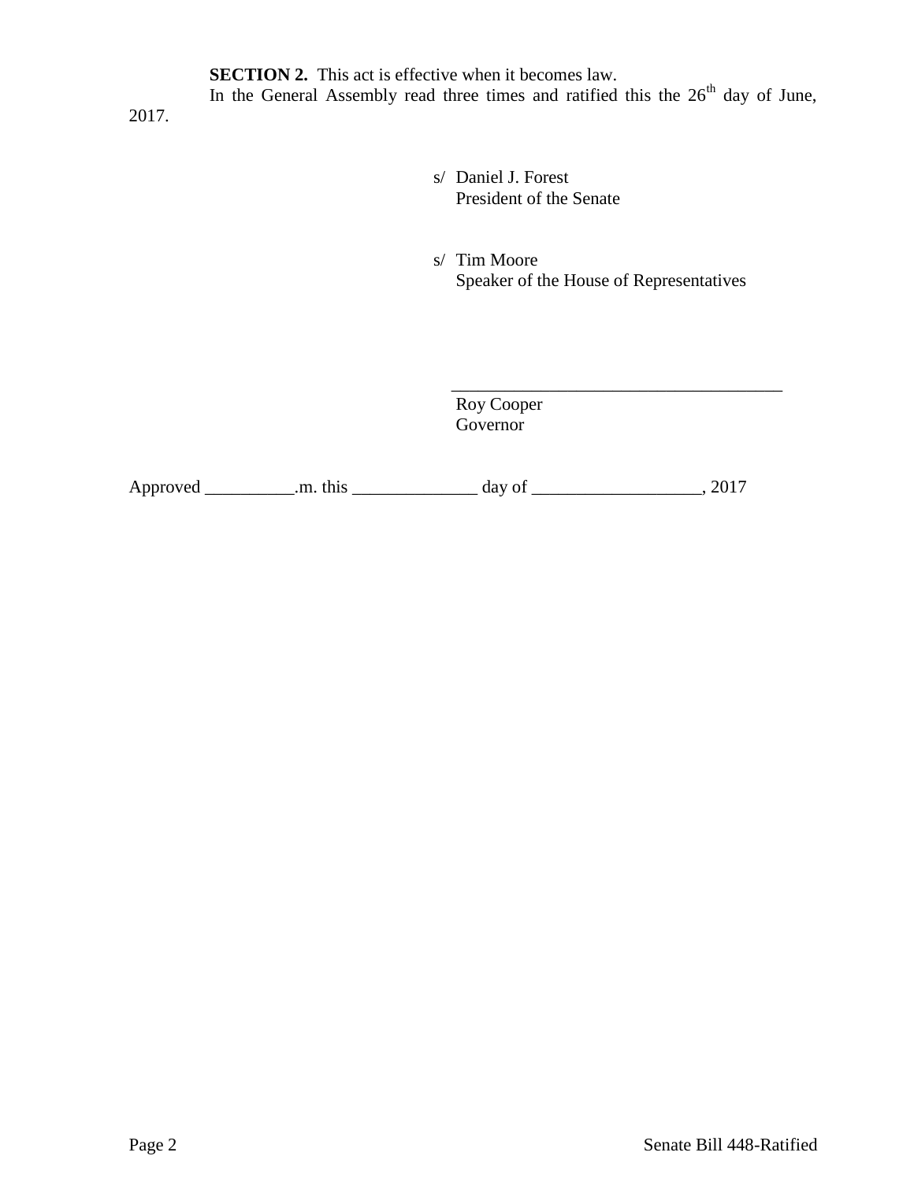**SECTION 2.** This act is effective when it becomes law.

In the General Assembly read three times and ratified this the 26th day of June, 2017.

s/ Daniel J. Forest
President of the Senate

s/ Tim Moore
Speaker of the House of Representatives

_____________________________________
Roy Cooper
Governor

Approved __________.m. this ______________ day of ___________________, 2017